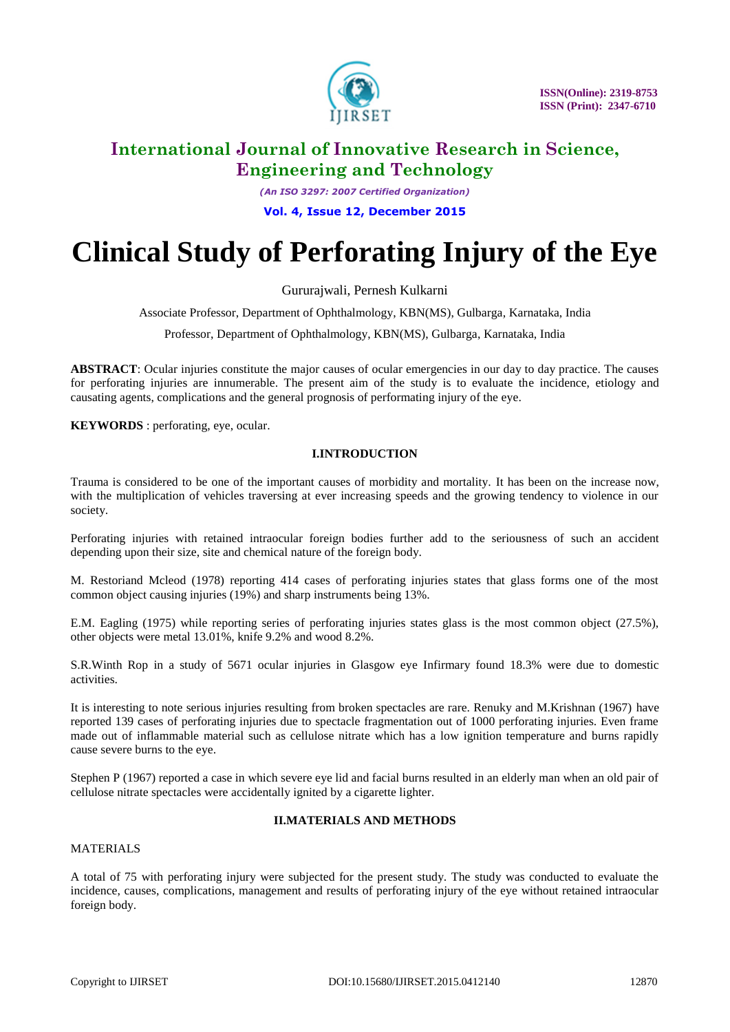# Clinical Study of Perforating Injury of the Eye

Gururajwali, Pernesh Kulkarni

Associate Professor, Department of Ophthalmology, KBN(MS), Gulbarga, Karnataka, India

Professor, Department of Ophthalmology, KBN(MS), Gulbarga, Karnataka, India

**ABSTRACT**: Ocular injuries constitute the major causes of ocular emergencies in our day to day practice. The causes for perforating injuries are innumerable. The present aim of the study is to evaluate the incidence, etiology and causating agents, complications and the general prognosis of performating injury of the eye.

**KEYWORDS** : perforating, eye, ocular.

## I.INTRODUCTION

Trauma is considered to be one of the important causes of morbidity and mortality. It has been on the increase now, with the multiplication of vehicles traversing at ever increasing speeds and the growing tendency to violence in our society.

Perforating injuries with retained intraocular foreign bodies further add to the seriousness of such an accident depending upon their size, site and chemical nature of the foreign body.

M. Restoriand Mcleod (1978) reporting 414 cases of perforating injuries states that glass forms one of the most common object causing injuries (19%) and sharp instruments being 13%.

E.M. Eagling (1975) while reporting series of perforating injuries states glass is the most common object (27.5%), other objects were metal 13.01%, knife 9.2% and wood 8.2%.

S.R.Winth Rop in a study of 5671 ocular injuries in Glasgow eye Infirmary found 18.3% were due to domestic activities.

It is interesting to note serious injuries resulting from broken spectacles are rare. Renuky and M.Krishnan (1967) have reported 139 cases of perforating injuries due to spectacle fragmentation out of 1000 perforating injuries. Even frame made out of inflammable material such as cellulose nitrate which has a low ignition temperature and burns rapidly cause severe burns to the eye.

Stephen P (1967) reported a case in which severe eye lid and facial burns resulted in an elderly man when an old pair of cellulose nitrate spectacles were accidentally ignited by a cigarette lighter.

## II.MATERIALS AND METHODS

MATERIALS

A total of 75 with perforating injury were subjected for the present study. The study was conducted to evaluate the incidence, causes, complications, management and results of perforating injury of the eye without retained intraocular foreign body.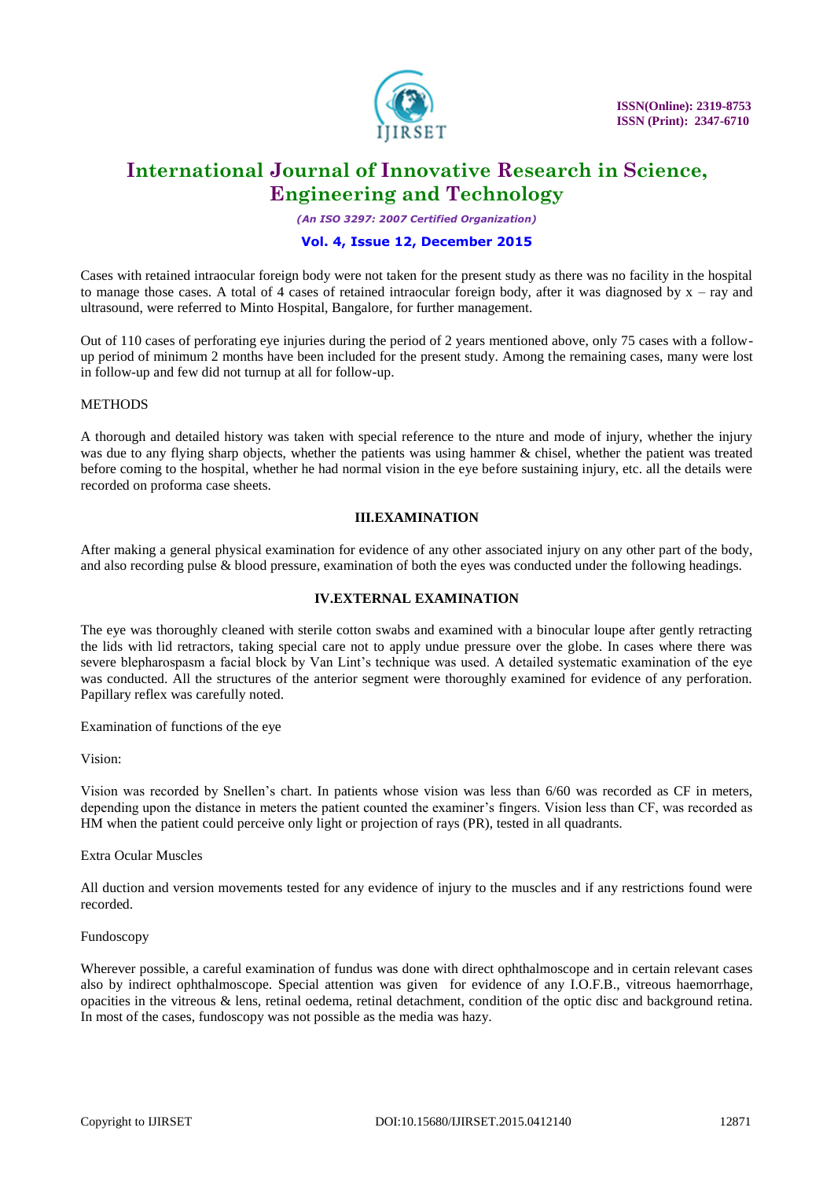Cases with retained intraocular foreign body were not taken for the present study as there was no facility in the hospital to manage those cases. A total of 4 cases of retained intraocular foreign body, after it was diagnosed by x – ray and ultrasound, were referred to Minto Hospital, Bangalore, for further management.

Out of 110 cases of perforating eye injuries during the period of 2 years mentioned above, only 75 cases with a follow-up period of minimum 2 months have been included for the present study. Among the remaining cases, many were lost in follow-up and few did not turnup at all for follow-up.

METHODS

A thorough and detailed history was taken with special reference to the nture and mode of injury, whether the injury was due to any flying sharp objects, whether the patients was using hammer & chisel, whether the patient was treated before coming to the hospital, whether he had normal vision in the eye before sustaining injury, etc. all the details were recorded on proforma case sheets.

## III.EXAMINATION

After making a general physical examination for evidence of any other associated injury on any other part of the body, and also recording pulse & blood pressure, examination of both the eyes was conducted under the following headings.

## IV.EXTERNAL EXAMINATION

The eye was thoroughly cleaned with sterile cotton swabs and examined with a binocular loupe after gently retracting the lids with lid retractors, taking special care not to apply undue pressure over the globe. In cases where there was severe blepharospasm a facial block by Van Lint's technique was used. A detailed systematic examination of the eye was conducted. All the structures of the anterior segment were thoroughly examined for evidence of any perforation. Papillary reflex was carefully noted.

Examination of functions of the eye

Vision:

Vision was recorded by Snellen's chart. In patients whose vision was less than 6/60 was recorded as CF in meters, depending upon the distance in meters the patient counted the examiner's fingers. Vision less than CF, was recorded as HM when the patient could perceive only light or projection of rays (PR), tested in all quadrants.

Extra Ocular Muscles

All duction and version movements tested for any evidence of injury to the muscles and if any restrictions found were recorded.

Fundoscopy

Wherever possible, a careful examination of fundus was done with direct ophthalmoscope and in certain relevant cases also by indirect ophthalmoscope. Special attention was given for evidence of any I.O.F.B., vitreous haemorrhage, opacities in the vitreous & lens, retinal oedema, retinal detachment, condition of the optic disc and background retina. In most of the cases, fundoscopy was not possible as the media was hazy.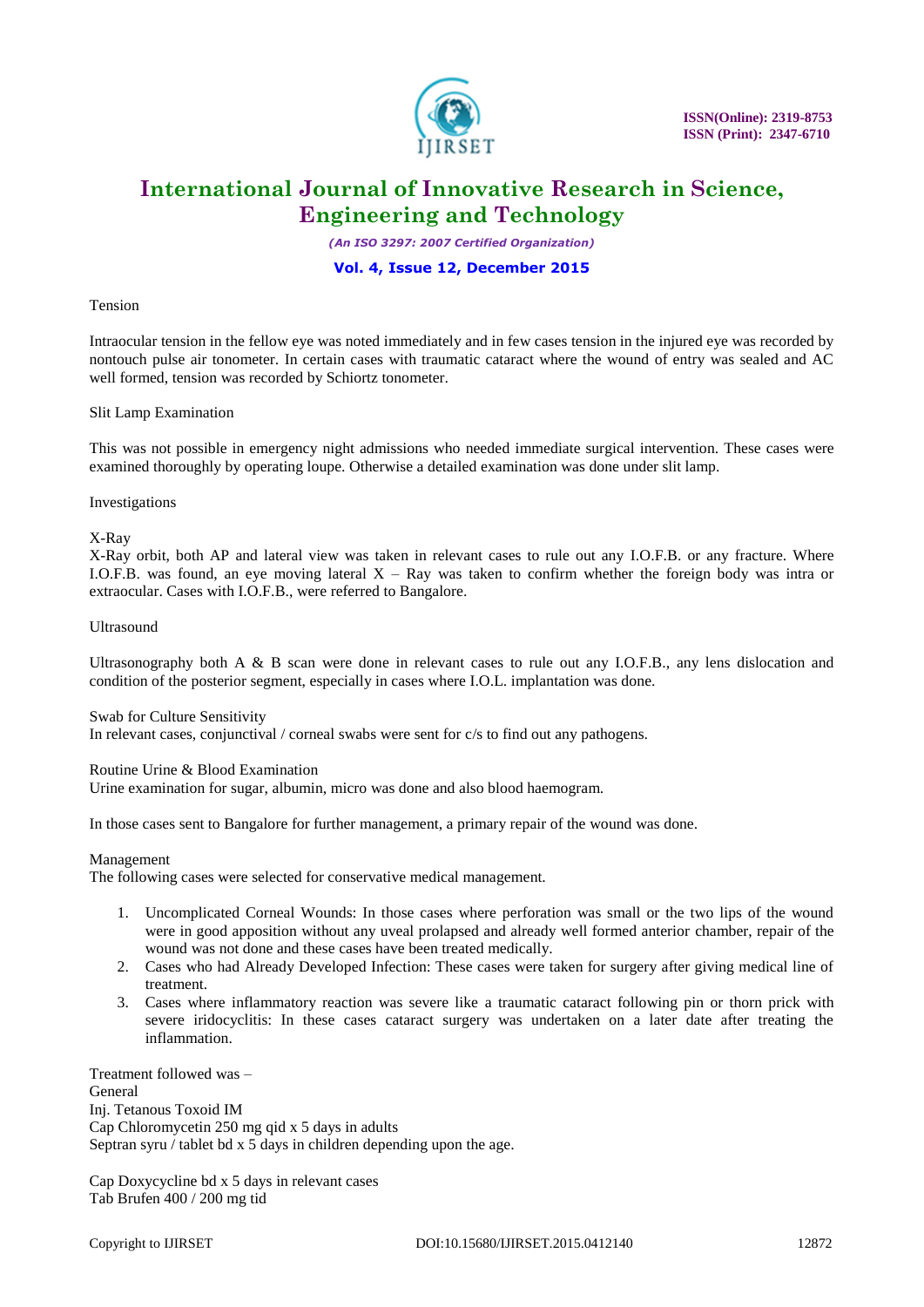Tension

Intraocular tension in the fellow eye was noted immediately and in few cases tension in the injured eye was recorded by nontouch pulse air tonometer. In certain cases with traumatic cataract where the wound of entry was sealed and AC well formed, tension was recorded by Schiortz tonometer.

Slit Lamp Examination

This was not possible in emergency night admissions who needed immediate surgical intervention. These cases were examined thoroughly by operating loupe. Otherwise a detailed examination was done under slit lamp.

Investigations

X-Ray
X-Ray orbit, both AP and lateral view was taken in relevant cases to rule out any I.O.F.B. or any fracture. Where I.O.F.B. was found, an eye moving lateral X – Ray was taken to confirm whether the foreign body was intra or extraocular. Cases with I.O.F.B., were referred to Bangalore.

Ultrasound

Ultrasonography both A & B scan were done in relevant cases to rule out any I.O.F.B., any lens dislocation and condition of the posterior segment, especially in cases where I.O.L. implantation was done.

Swab for Culture Sensitivity
In relevant cases, conjunctival / corneal swabs were sent for c/s to find out any pathogens.

Routine Urine & Blood Examination
Urine examination for sugar, albumin, micro was done and also blood haemogram.

In those cases sent to Bangalore for further management, a primary repair of the wound was done.

Management
The following cases were selected for conservative medical management.

1. Uncomplicated Corneal Wounds: In those cases where perforation was small or the two lips of the wound were in good apposition without any uveal prolapsed and already well formed anterior chamber, repair of the wound was not done and these cases have been treated medically.
2. Cases who had Already Developed Infection: These cases were taken for surgery after giving medical line of treatment.
3. Cases where inflammatory reaction was severe like a traumatic cataract following pin or thorn prick with severe iridocyclitis: In these cases cataract surgery was undertaken on a later date after treating the inflammation.

Treatment followed was –
General
Inj. Tetanous Toxoid IM
Cap Chloromycetin 250 mg qid x 5 days in adults
Septran syru / tablet bd x 5 days in children depending upon the age.

Cap Doxycycline bd x 5 days in relevant cases
Tab Brufen 400 / 200 mg tid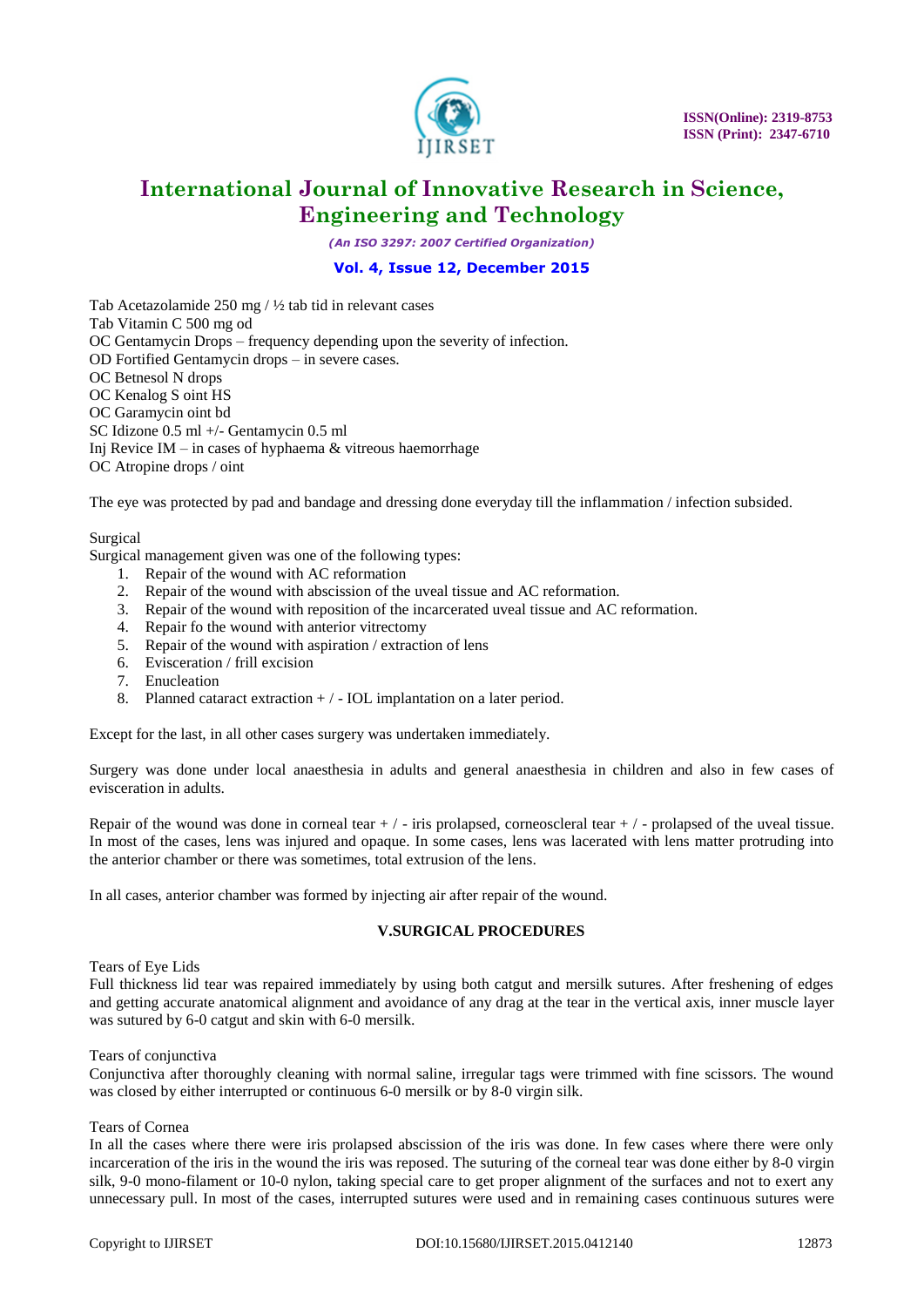Tab Acetazolamide 250 mg / ½ tab tid in relevant cases
Tab Vitamin C 500 mg od
OC Gentamycin Drops – frequency depending upon the severity of infection.
OD Fortified Gentamycin drops – in severe cases.
OC Betnesol N drops
OC Kenalog S oint HS
OC Garamycin oint bd
SC Idizone 0.5 ml +/- Gentamycin 0.5 ml
Inj Revice IM – in cases of hyphaema & vitreous haemorrhage
OC Atropine drops / oint

The eye was protected by pad and bandage and dressing done everyday till the inflammation / infection subsided.

Surgical
Surgical management given was one of the following types:

1. Repair of the wound with AC reformation
2. Repair of the wound with abscission of the uveal tissue and AC reformation.
3. Repair of the wound with reposition of the incarcerated uveal tissue and AC reformation.
4. Repair fo the wound with anterior vitrectomy
5. Repair of the wound with aspiration / extraction of lens
6. Evisceration / frill excision
7. Enucleation
8. Planned cataract extraction + / - IOL implantation on a later period.

Except for the last, in all other cases surgery was undertaken immediately.

Surgery was done under local anaesthesia in adults and general anaesthesia in children and also in few cases of evisceration in adults.

Repair of the wound was done in corneal tear + / - iris prolapsed, corneoscleral tear + / - prolapsed of the uveal tissue. In most of the cases, lens was injured and opaque. In some cases, lens was lacerated with lens matter protruding into the anterior chamber or there was sometimes, total extrusion of the lens.

In all cases, anterior chamber was formed by injecting air after repair of the wound.

## V.SURGICAL PROCEDURES

Tears of Eye Lids
Full thickness lid tear was repaired immediately by using both catgut and mersilk sutures. After freshening of edges and getting accurate anatomical alignment and avoidance of any drag at the tear in the vertical axis, inner muscle layer was sutured by 6-0 catgut and skin with 6-0 mersilk.

Tears of conjunctiva
Conjunctiva after thoroughly cleaning with normal saline, irregular tags were trimmed with fine scissors. The wound was closed by either interrupted or continuous 6-0 mersilk or by 8-0 virgin silk.

Tears of Cornea
In all the cases where there were iris prolapsed abscission of the iris was done. In few cases where there were only incarceration of the iris in the wound the iris was reposed. The suturing of the corneal tear was done either by 8-0 virgin silk, 9-0 mono-filament or 10-0 nylon, taking special care to get proper alignment of the surfaces and not to exert any unnecessary pull. In most of the cases, interrupted sutures were used and in remaining cases continuous sutures were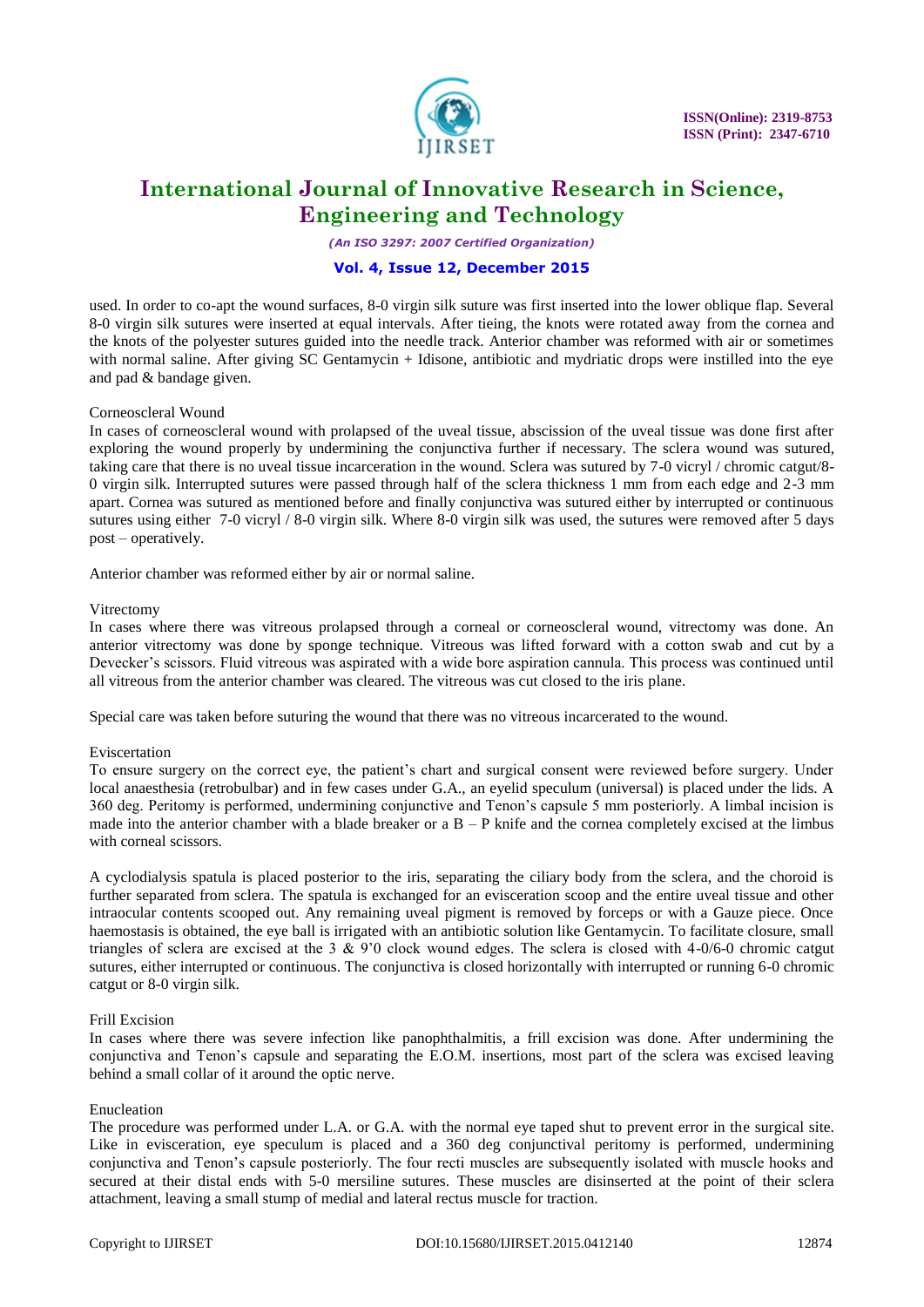used. In order to co-apt the wound surfaces, 8-0 virgin silk suture was first inserted into the lower oblique flap. Several 8-0 virgin silk sutures were inserted at equal intervals. After tieing, the knots were rotated away from the cornea and the knots of the polyester sutures guided into the needle track. Anterior chamber was reformed with air or sometimes with normal saline. After giving SC Gentamycin + Idisone, antibiotic and mydriatic drops were instilled into the eye and pad & bandage given.

### Corneoscleral Wound

In cases of corneoscleral wound with prolapsed of the uveal tissue, abscission of the uveal tissue was done first after exploring the wound properly by undermining the conjunctiva further if necessary. The sclera wound was sutured, taking care that there is no uveal tissue incarceration in the wound. Sclera was sutured by 7-0 vicryl / chromic catgut/8-0 virgin silk. Interrupted sutures were passed through half of the sclera thickness 1 mm from each edge and 2-3 mm apart. Cornea was sutured as mentioned before and finally conjunctiva was sutured either by interrupted or continuous sutures using either 7-0 vicryl / 8-0 virgin silk. Where 8-0 virgin silk was used, the sutures were removed after 5 days post – operatively.

Anterior chamber was reformed either by air or normal saline.

### Vitrectomy

In cases where there was vitreous prolapsed through a corneal or corneoscleral wound, vitrectomy was done. An anterior vitrectomy was done by sponge technique. Vitreous was lifted forward with a cotton swab and cut by a Devecker's scissors. Fluid vitreous was aspirated with a wide bore aspiration cannula. This process was continued until all vitreous from the anterior chamber was cleared. The vitreous was cut closed to the iris plane.

Special care was taken before suturing the wound that there was no vitreous incarcerated to the wound.

### Eviscertation

To ensure surgery on the correct eye, the patient's chart and surgical consent were reviewed before surgery. Under local anaesthesia (retrobulbar) and in few cases under G.A., an eyelid speculum (universal) is placed under the lids. A 360 deg. Peritomy is performed, undermining conjunctive and Tenon's capsule 5 mm posteriorly. A limbal incision is made into the anterior chamber with a blade breaker or a B – P knife and the cornea completely excised at the limbus with corneal scissors.

A cyclodialysis spatula is placed posterior to the iris, separating the ciliary body from the sclera, and the choroid is further separated from sclera. The spatula is exchanged for an evisceration scoop and the entire uveal tissue and other intraocular contents scooped out. Any remaining uveal pigment is removed by forceps or with a Gauze piece. Once haemostasis is obtained, the eye ball is irrigated with an antibiotic solution like Gentamycin. To facilitate closure, small triangles of sclera are excised at the 3 & 9'0 clock wound edges. The sclera is closed with 4-0/6-0 chromic catgut sutures, either interrupted or continuous. The conjunctiva is closed horizontally with interrupted or running 6-0 chromic catgut or 8-0 virgin silk.

### Frill Excision

In cases where there was severe infection like panophthalmitis, a frill excision was done. After undermining the conjunctiva and Tenon's capsule and separating the E.O.M. insertions, most part of the sclera was excised leaving behind a small collar of it around the optic nerve.

### Enucleation

The procedure was performed under L.A. or G.A. with the normal eye taped shut to prevent error in the surgical site. Like in evisceration, eye speculum is placed and a 360 deg conjunctival peritomy is performed, undermining conjunctiva and Tenon's capsule posteriorly. The four recti muscles are subsequently isolated with muscle hooks and secured at their distal ends with 5-0 mersiline sutures. These muscles are disinserted at the point of their sclera attachment, leaving a small stump of medial and lateral rectus muscle for traction.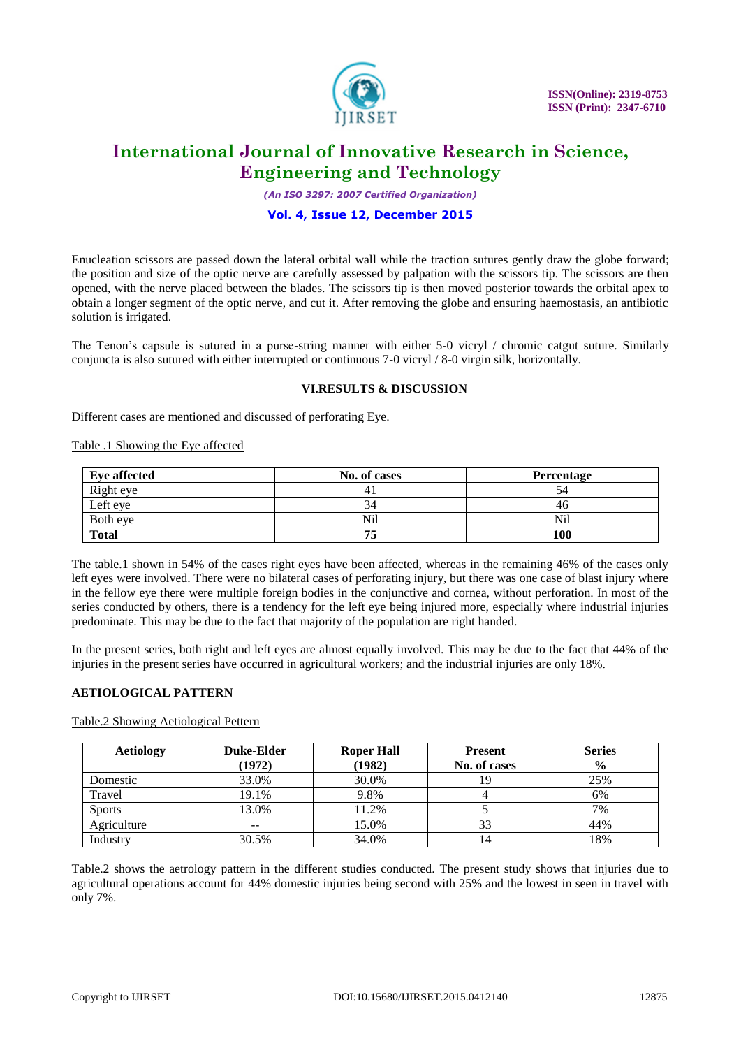Enucleation scissors are passed down the lateral orbital wall while the traction sutures gently draw the globe forward; the position and size of the optic nerve are carefully assessed by palpation with the scissors tip. The scissors are then opened, with the nerve placed between the blades. The scissors tip is then moved posterior towards the orbital apex to obtain a longer segment of the optic nerve, and cut it. After removing the globe and ensuring haemostasis, an antibiotic solution is irrigated.

The Tenon's capsule is sutured in a purse-string manner with either 5-0 vicryl / chromic catgut suture. Similarly conjuncta is also sutured with either interrupted or continuous 7-0 vicryl / 8-0 virgin silk, horizontally.

## VI.RESULTS & DISCUSSION

Different cases are mentioned and discussed of perforating Eye.

Table .1 Showing the Eye affected

| Eye affected | No. of cases | Percentage |
|---|---|---|
| Right eye | 41 | 54 |
| Left eye | 34 | 46 |
| Both eye | Nil | Nil |
| **Total** | **75** | **100** |

The table.1 shown in 54% of the cases right eyes have been affected, whereas in the remaining 46% of the cases only left eyes were involved. There were no bilateral cases of perforating injury, but there was one case of blast injury where in the fellow eye there were multiple foreign bodies in the conjunctive and cornea, without perforation. In most of the series conducted by others, there is a tendency for the left eye being injured more, especially where industrial injuries predominate. This may be due to the fact that majority of the population are right handed.

In the present series, both right and left eyes are almost equally involved. This may be due to the fact that 44% of the injuries in the present series have occurred in agricultural workers; and the industrial injuries are only 18%.

### AETIOLOGICAL PATTERN

Table.2 Showing Aetiological Pettern

| Aetiology | Duke-Elder (1972) | Roper Hall (1982) | Present No. of cases | Series % |
|---|---|---|---|---|
| Domestic | 33.0% | 30.0% | 19 | 25% |
| Travel | 19.1% | 9.8% | 4 | 6% |
| Sports | 13.0% | 11.2% | 5 | 7% |
| Agriculture | -- | 15.0% | 33 | 44% |
| Industry | 30.5% | 34.0% | 14 | 18% |

Table.2 shows the aetrology pattern in the different studies conducted. The present study shows that injuries due to agricultural operations account for 44% domestic injuries being second with 25% and the lowest in seen in travel with only 7%.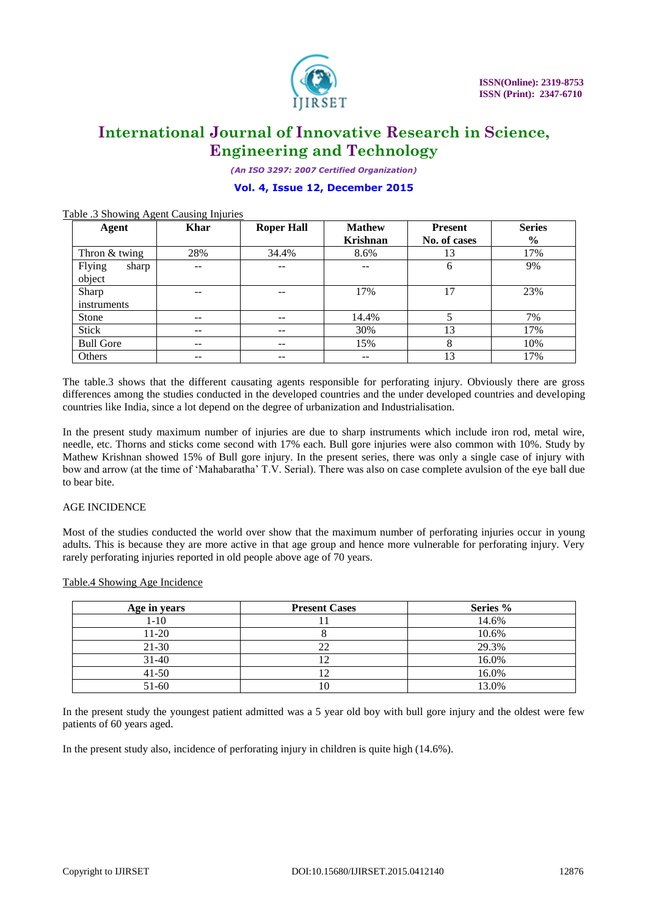Table .3 Showing Agent Causing Injuries

| Agent | Khar | Roper Hall | Mathew Krishnan | Present No. of cases | Series % |
|---|---|---|---|---|---|
| Thron & twing | 28% | 34.4% | 8.6% | 13 | 17% |
| Flying sharp object | -- | -- | -- | 6 | 9% |
| Sharp instruments | -- | -- | 17% | 17 | 23% |
| Stone | -- | -- | 14.4% | 5 | 7% |
| Stick | -- | -- | 30% | 13 | 17% |
| Bull Gore | -- | -- | 15% | 8 | 10% |
| Others | -- | -- | -- | 13 | 17% |

The table.3 shows that the different causating agents responsible for perforating injury. Obviously there are gross differences among the studies conducted in the developed countries and the under developed countries and developing countries like India, since a lot depend on the degree of urbanization and Industrialisation.

In the present study maximum number of injuries are due to sharp instruments which include iron rod, metal wire, needle, etc. Thorns and sticks come second with 17% each. Bull gore injuries were also common with 10%. Study by Mathew Krishnan showed 15% of Bull gore injury. In the present series, there was only a single case of injury with bow and arrow (at the time of 'Mahabaratha' T.V. Serial). There was also on case complete avulsion of the eye ball due to bear bite.

AGE INCIDENCE

Most of the studies conducted the world over show that the maximum number of perforating injuries occur in young adults. This is because they are more active in that age group and hence more vulnerable for perforating injury. Very rarely perforating injuries reported in old people above age of 70 years.

Table.4 Showing Age Incidence

| Age in years | Present Cases | Series % |
|---|---|---|
| 1-10 | 11 | 14.6% |
| 11-20 | 8 | 10.6% |
| 21-30 | 22 | 29.3% |
| 31-40 | 12 | 16.0% |
| 41-50 | 12 | 16.0% |
| 51-60 | 10 | 13.0% |

In the present study the youngest patient admitted was a 5 year old boy with bull gore injury and the oldest were few patients of 60 years aged.

In the present study also, incidence of perforating injury in children is quite high (14.6%).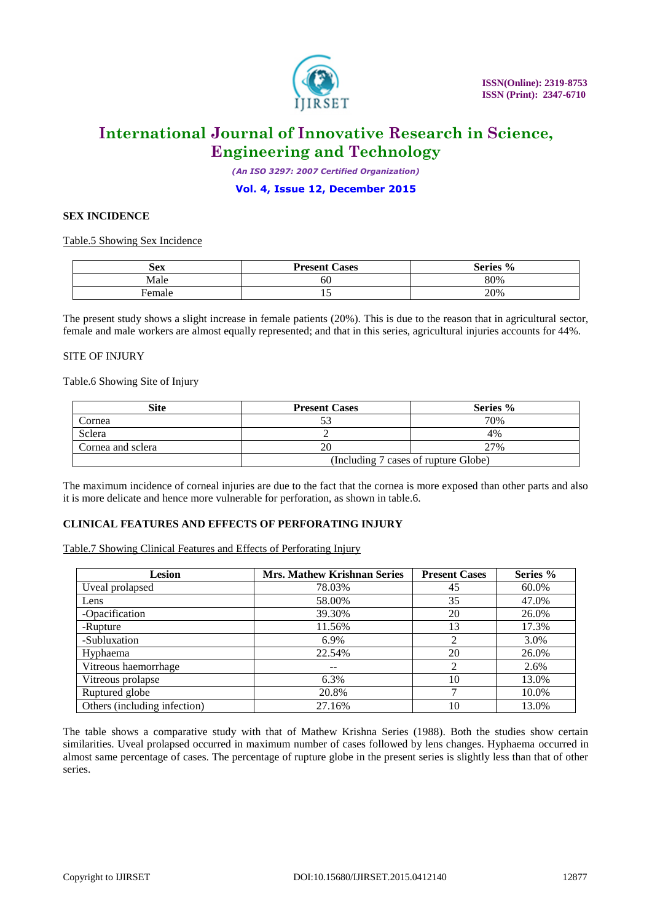**SEX INCIDENCE**

Table.5 Showing Sex Incidence

| Sex | Present Cases | Series % |
|---|---|---|
| Male | 60 | 80% |
| Female | 15 | 20% |

The present study shows a slight increase in female patients (20%). This is due to the reason that in agricultural sector, female and male workers are almost equally represented; and that in this series, agricultural injuries accounts for 44%.

SITE OF INJURY

Table.6 Showing Site of Injury

| Site | Present Cases | Series % |
|---|---|---|
| Cornea | 53 | 70% |
| Sclera | 2 | 4% |
| Cornea and sclera | 20 | 27% |
| | (Including 7 cases of rupture Globe) | |

The maximum incidence of corneal injuries are due to the fact that the cornea is more exposed than other parts and also it is more delicate and hence more vulnerable for perforation, as shown in table.6.

**CLINICAL FEATURES AND EFFECTS OF PERFORATING INJURY**

Table.7 Showing Clinical Features and Effects of Perforating Injury

| Lesion | Mrs. Mathew Krishnan Series | Present Cases | Series % |
|---|---|---|---|
| Uveal prolapsed | 78.03% | 45 | 60.0% |
| Lens | 58.00% | 35 | 47.0% |
| -Opacification | 39.30% | 20 | 26.0% |
| -Rupture | 11.56% | 13 | 17.3% |
| -Subluxation | 6.9% | 2 | 3.0% |
| Hyphaema | 22.54% | 20 | 26.0% |
| Vitreous haemorrhage | -- | 2 | 2.6% |
| Vitreous prolapse | 6.3% | 10 | 13.0% |
| Ruptured globe | 20.8% | 7 | 10.0% |
| Others (including infection) | 27.16% | 10 | 13.0% |

The table shows a comparative study with that of Mathew Krishna Series (1988). Both the studies show certain similarities. Uveal prolapsed occurred in maximum number of cases followed by lens changes. Hyphaema occurred in almost same percentage of cases. The percentage of rupture globe in the present series is slightly less than that of other series.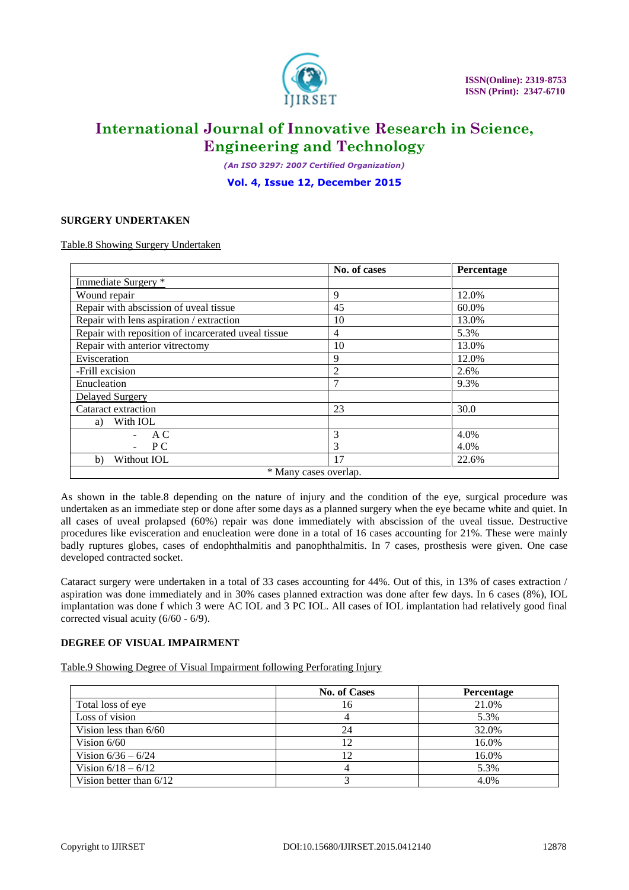### SURGERY UNDERTAKEN

Table.8 Showing Surgery Undertaken

| | No. of cases | Percentage |
|---|---|---|
| Immediate Surgery * | | |
| Wound repair | 9 | 12.0% |
| Repair with abscission of uveal tissue | 45 | 60.0% |
| Repair with lens aspiration / extraction | 10 | 13.0% |
| Repair with reposition of incarcerated uveal tissue | 4 | 5.3% |
| Repair with anterior vitrectomy | 10 | 13.0% |
| Evisceration | 9 | 12.0% |
| -Frill excision | 2 | 2.6% |
| Enucleation | 7 | 9.3% |
| Delayed Surgery | | |
| Cataract extraction | 23 | 30.0 |
| a) With IOL | | |
| - A C | 3 | 4.0% |
| - P C | 3 | 4.0% |
| b) Without IOL | 17 | 22.6% |
| * Many cases overlap. | | |

As shown in the table.8 depending on the nature of injury and the condition of the eye, surgical procedure was undertaken as an immediate step or done after some days as a planned surgery when the eye became white and quiet. In all cases of uveal prolapsed (60%) repair was done immediately with abscission of the uveal tissue. Destructive procedures like evisceration and enucleation were done in a total of 16 cases accounting for 21%. These were mainly badly ruptures globes, cases of endophthalmitis and panophthalmitis. In 7 cases, prosthesis were given. One case developed contracted socket.

Cataract surgery were undertaken in a total of 33 cases accounting for 44%. Out of this, in 13% of cases extraction / aspiration was done immediately and in 30% cases planned extraction was done after few days. In 6 cases (8%), IOL implantation was done f which 3 were AC IOL and 3 PC IOL. All cases of IOL implantation had relatively good final corrected visual acuity (6/60 - 6/9).

### DEGREE OF VISUAL IMPAIRMENT

Table.9 Showing Degree of Visual Impairment following Perforating Injury

| | No. of Cases | Percentage |
|---|---|---|
| Total loss of eye | 16 | 21.0% |
| Loss of vision | 4 | 5.3% |
| Vision less than 6/60 | 24 | 32.0% |
| Vision 6/60 | 12 | 16.0% |
| Vision 6/36 – 6/24 | 12 | 16.0% |
| Vision 6/18 – 6/12 | 4 | 5.3% |
| Vision better than 6/12 | 3 | 4.0% |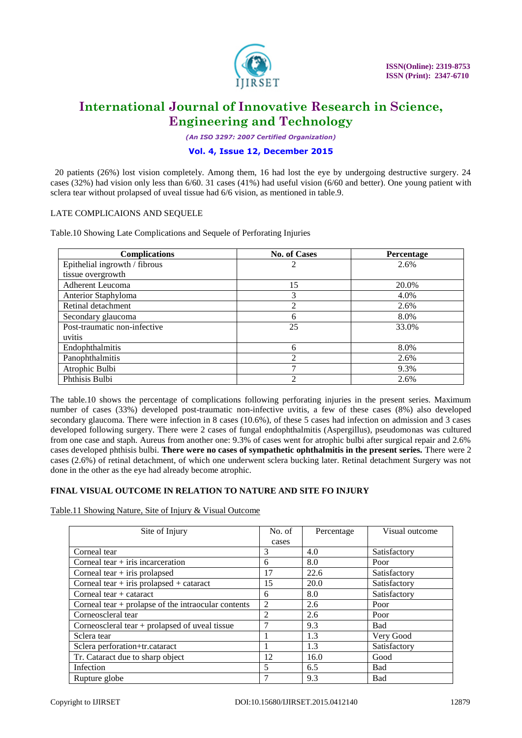20 patients (26%) lost vision completely. Among them, 16 had lost the eye by undergoing destructive surgery. 24 cases (32%) had vision only less than 6/60. 31 cases (41%) had useful vision (6/60 and better). One young patient with sclera tear without prolapsed of uveal tissue had 6/6 vision, as mentioned in table.9.

LATE COMPLICAIONS AND SEQUELE

Table.10 Showing Late Complications and Sequele of Perforating Injuries

| Complications | No. of Cases | Percentage |
|---|---|---|
| Epithelial ingrowth / fibrous tissue overgrowth | 2 | 2.6% |
| Adherent Leucoma | 15 | 20.0% |
| Anterior Staphyloma | 3 | 4.0% |
| Retinal detachment | 2 | 2.6% |
| Secondary glaucoma | 6 | 8.0% |
| Post-traumatic non-infective uvitis | 25 | 33.0% |
| Endophthalmitis | 6 | 8.0% |
| Panophthalmitis | 2 | 2.6% |
| Atrophic Bulbi | 7 | 9.3% |
| Phthisis Bulbi | 2 | 2.6% |

The table.10 shows the percentage of complications following perforating injuries in the present series. Maximum number of cases (33%) developed post-traumatic non-infective uvitis, a few of these cases (8%) also developed secondary glaucoma. There were infection in 8 cases (10.6%), of these 5 cases had infection on admission and 3 cases developed following surgery. There were 2 cases of fungal endophthalmitis (Aspergillus), pseudomonas was cultured from one case and staph. Aureus from another one: 9.3% of cases went for atrophic bulbi after surgical repair and 2.6% cases developed phthisis bulbi. **There were no cases of sympathetic ophthalmitis in the present series.** There were 2 cases (2.6%) of retinal detachment, of which one underwent sclera bucking later. Retinal detachment Surgery was not done in the other as the eye had already become atrophic.

**FINAL VISUAL OUTCOME IN RELATION TO NATURE AND SITE FO INJURY**

Table.11 Showing Nature, Site of Injury & Visual Outcome

| Site of Injury | No. of cases | Percentage | Visual outcome |
|---|---|---|---|
| Corneal tear | 3 | 4.0 | Satisfactory |
| Corneal tear + iris incarceration | 6 | 8.0 | Poor |
| Corneal tear + iris prolapsed | 17 | 22.6 | Satisfactory |
| Corneal tear + iris prolapsed + cataract | 15 | 20.0 | Satisfactory |
| Corneal tear + cataract | 6 | 8.0 | Satisfactory |
| Corneal tear + prolapse of the intraocular contents | 2 | 2.6 | Poor |
| Corneoscleral tear | 2 | 2.6 | Poor |
| Corneoscleral tear + prolapsed of uveal tissue | 7 | 9.3 | Bad |
| Sclera tear | 1 | 1.3 | Very Good |
| Sclera perforation+tr.cataract | 1 | 1.3 | Satisfactory |
| Tr. Cataract due to sharp object | 12 | 16.0 | Good |
| Infection | 5 | 6.5 | Bad |
| Rupture globe | 7 | 9.3 | Bad |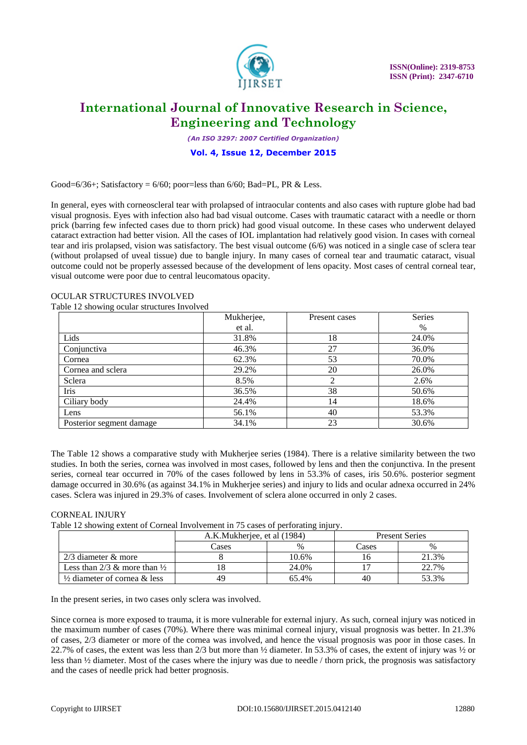Good=6/36+; Satisfactory = 6/60; poor=less than 6/60; Bad=PL, PR & Less.

In general, eyes with corneoscleral tear with prolapsed of intraocular contents and also cases with rupture globe had bad visual prognosis. Eyes with infection also had bad visual outcome. Cases with traumatic cataract with a needle or thorn prick (barring few infected cases due to thorn prick) had good visual outcome. In these cases who underwent delayed cataract extraction had better vision. All the cases of IOL implantation had relatively good vision. In cases with corneal tear and iris prolapsed, vision was satisfactory. The best visual outcome (6/6) was noticed in a single case of sclera tear (without prolapsed of uveal tissue) due to bangle injury. In many cases of corneal tear and traumatic cataract, visual outcome could not be properly assessed because of the development of lens opacity. Most cases of central corneal tear, visual outcome were poor due to central leucomatous opacity.

OCULAR STRUCTURES INVOLVED

Table 12 showing ocular structures Involved

| | Mukherjee, et al. | Present cases | Series % |
|---|---|---|---|
| Lids | 31.8% | 18 | 24.0% |
| Conjunctiva | 46.3% | 27 | 36.0% |
| Cornea | 62.3% | 53 | 70.0% |
| Cornea and sclera | 29.2% | 20 | 26.0% |
| Sclera | 8.5% | 2 | 2.6% |
| Iris | 36.5% | 38 | 50.6% |
| Ciliary body | 24.4% | 14 | 18.6% |
| Lens | 56.1% | 40 | 53.3% |
| Posterior segment damage | 34.1% | 23 | 30.6% |

The Table 12 shows a comparative study with Mukherjee series (1984). There is a relative similarity between the two studies. In both the series, cornea was involved in most cases, followed by lens and then the conjunctiva. In the present series, corneal tear occurred in 70% of the cases followed by lens in 53.3% of cases, iris 50.6%. posterior segment damage occurred in 30.6% (as against 34.1% in Mukherjee series) and injury to lids and ocular adnexa occurred in 24% cases. Sclera was injured in 29.3% of cases. Involvement of sclera alone occurred in only 2 cases.

CORNEAL INJURY

Table 12 showing extent of Corneal Involvement in 75 cases of perforating injury.

| | A.K.Mukherjee, et al (1984) | | Present Series | |
|---|---|---|---|---|
| | Cases | % | Cases | % |
| 2/3 diameter & more | 8 | 10.6% | 16 | 21.3% |
| Less than 2/3 & more than ½ | 18 | 24.0% | 17 | 22.7% |
| ½ diameter of cornea & less | 49 | 65.4% | 40 | 53.3% |

In the present series, in two cases only sclera was involved.

Since cornea is more exposed to trauma, it is more vulnerable for external injury. As such, corneal injury was noticed in the maximum number of cases (70%). Where there was minimal corneal injury, visual prognosis was better. In 21.3% of cases, 2/3 diameter or more of the cornea was involved, and hence the visual prognosis was poor in those cases. In 22.7% of cases, the extent was less than 2/3 but more than ½ diameter. In 53.3% of cases, the extent of injury was ½ or less than ½ diameter. Most of the cases where the injury was due to needle / thorn prick, the prognosis was satisfactory and the cases of needle prick had better prognosis.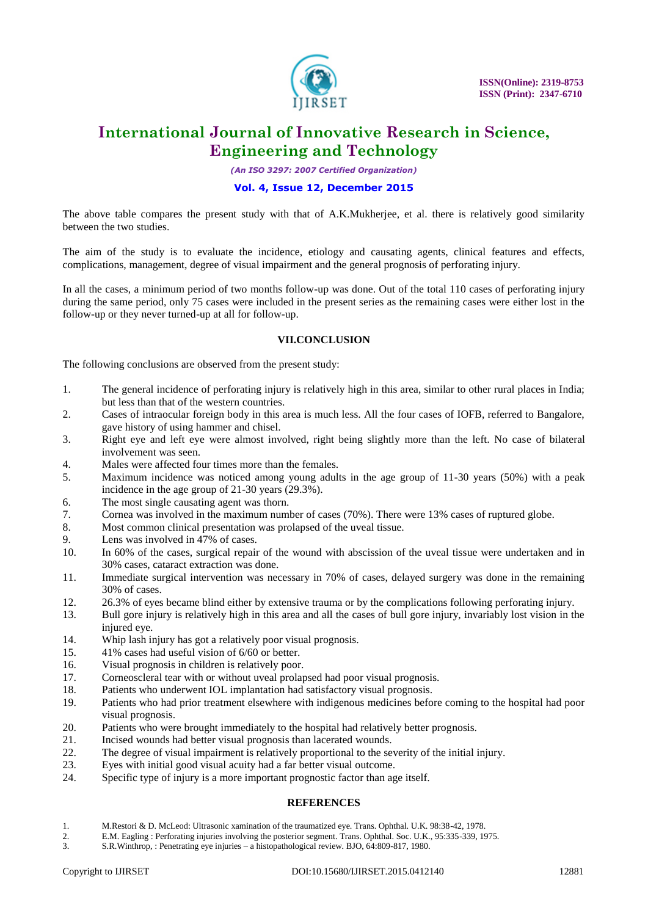The above table compares the present study with that of A.K.Mukherjee, et al. there is relatively good similarity between the two studies.

The aim of the study is to evaluate the incidence, etiology and causating agents, clinical features and effects, complications, management, degree of visual impairment and the general prognosis of perforating injury.

In all the cases, a minimum period of two months follow-up was done. Out of the total 110 cases of perforating injury during the same period, only 75 cases were included in the present series as the remaining cases were either lost in the follow-up or they never turned-up at all for follow-up.

## VII.CONCLUSION

The following conclusions are observed from the present study:

1. The general incidence of perforating injury is relatively high in this area, similar to other rural places in India; but less than that of the western countries.
2. Cases of intraocular foreign body in this area is much less. All the four cases of IOFB, referred to Bangalore, gave history of using hammer and chisel.
3. Right eye and left eye were almost involved, right being slightly more than the left. No case of bilateral involvement was seen.
4. Males were affected four times more than the females.
5. Maximum incidence was noticed among young adults in the age group of 11-30 years (50%) with a peak incidence in the age group of 21-30 years (29.3%).
6. The most single causating agent was thorn.
7. Cornea was involved in the maximum number of cases (70%). There were 13% cases of ruptured globe.
8. Most common clinical presentation was prolapsed of the uveal tissue.
9. Lens was involved in 47% of cases.
10. In 60% of the cases, surgical repair of the wound with abscission of the uveal tissue were undertaken and in 30% cases, cataract extraction was done.
11. Immediate surgical intervention was necessary in 70% of cases, delayed surgery was done in the remaining 30% of cases.
12. 26.3% of eyes became blind either by extensive trauma or by the complications following perforating injury.
13. Bull gore injury is relatively high in this area and all the cases of bull gore injury, invariably lost vision in the injured eye.
14. Whip lash injury has got a relatively poor visual prognosis.
15. 41% cases had useful vision of 6/60 or better.
16. Visual prognosis in children is relatively poor.
17. Corneoscleral tear with or without uveal prolapsed had poor visual prognosis.
18. Patients who underwent IOL implantation had satisfactory visual prognosis.
19. Patients who had prior treatment elsewhere with indigenous medicines before coming to the hospital had poor visual prognosis.
20. Patients who were brought immediately to the hospital had relatively better prognosis.
21. Incised wounds had better visual prognosis than lacerated wounds.
22. The degree of visual impairment is relatively proportional to the severity of the initial injury.
23. Eyes with initial good visual acuity had a far better visual outcome.
24. Specific type of injury is a more important prognostic factor than age itself.

## REFERENCES

1. M.Restori & D. McLeod: Ultrasonic xamination of the traumatized eye. Trans. Ophthal. U.K. 98:38-42, 1978.
2. E.M. Eagling : Perforating injuries involving the posterior segment. Trans. Ophthal. Soc. U.K., 95:335-339, 1975.
3. S.R.Winthrop, : Penetrating eye injuries – a histopathological review. BJO, 64:809-817, 1980.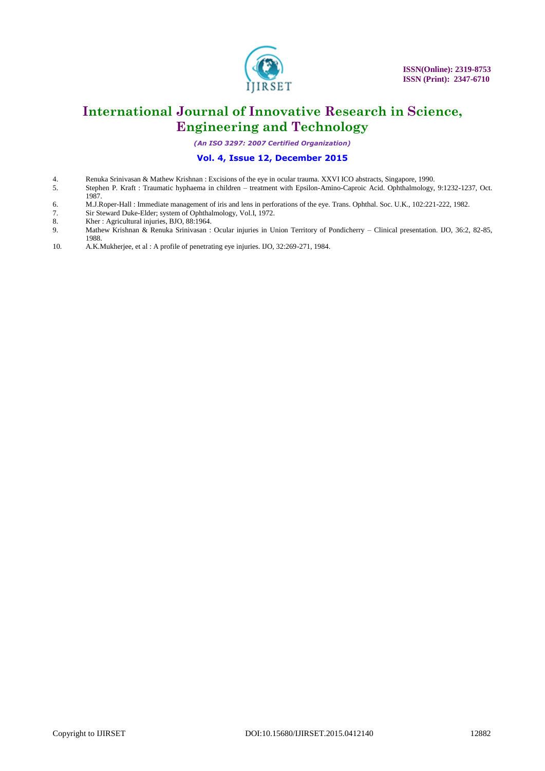4. Renuka Srinivasan & Mathew Krishnan : Excisions of the eye in ocular trauma. XXVI ICO abstracts, Singapore, 1990.
5. Stephen P. Kraft : Traumatic hyphaema in children – treatment with Epsilon-Amino-Caproic Acid. Ophthalmology, 9:1232-1237, Oct. 1987.
6. M.J.Roper-Hall : Immediate management of iris and lens in perforations of the eye. Trans. Ophthal. Soc. U.K., 102:221-222, 1982.
7. Sir Steward Duke-Elder; system of Ophthalmology, Vol.I, 1972.
8. Kher : Agricultural injuries, BJO, 88:1964.
9. Mathew Krishnan & Renuka Srinivasan : Ocular injuries in Union Territory of Pondicherry – Clinical presentation. IJO, 36:2, 82-85, 1988.
10. A.K.Mukherjee, et al : A profile of penetrating eye injuries. IJO, 32:269-271, 1984.